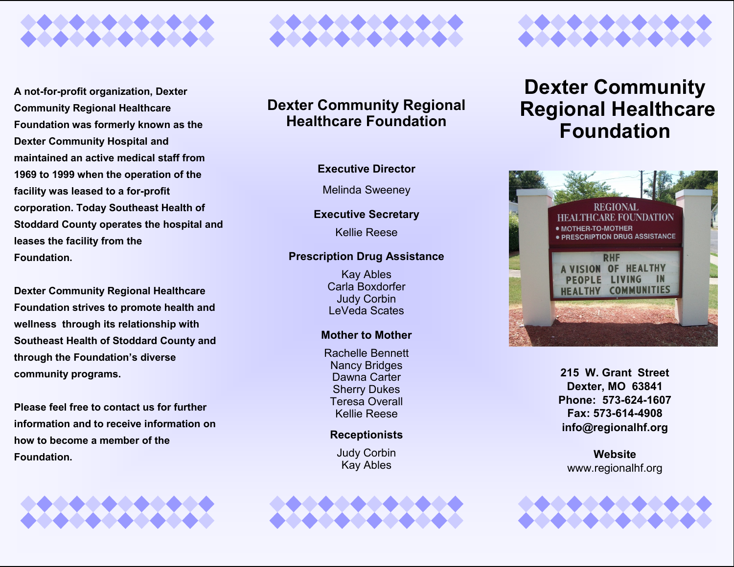A not-for-profit organization, Dexter Community Regional Healthcare Foundation was formerly known as the Dexter Community Hospital and maintained an active medical staff from 1969 to 1999 when the operation of the facility was leased to a for-profit corporation. Today Southeast Health of Stoddard County operates the hospital and leases the facility from the Foundation.

Dexter Community Regional Healthcare Foundation strives to promote health and wellness through its relationship with Southeast Health of Stoddard County and through the Foundation's diverse community programs.

Please feel free to contact us for further information and to receive information on how to become a member of the Foundation.

## Dexter Community Regional Healthcare Foundation

**Executive Director**

Melinda Sweeney

**Executive Secretary**

Kellie Reese

**Prescription Drug Assistance**

Kay Ables
Carla Boxdorfer
Judy Corbin
LeVeda Scates

**Mother to Mother**

Rachelle Bennett
Nancy Bridges
Dawna Carter
Sherry Dukes
Teresa Overall
Kellie Reese

**Receptionists**

Judy Corbin
Kay Ables

# Dexter Community Regional Healthcare Foundation

**215 W. Grant Street**
**Dexter, MO 63841**
**Phone: 573-624-1607**
**Fax: 573-614-4908**
**info@regionalhf.org**

**Website**
www.regionalhf.org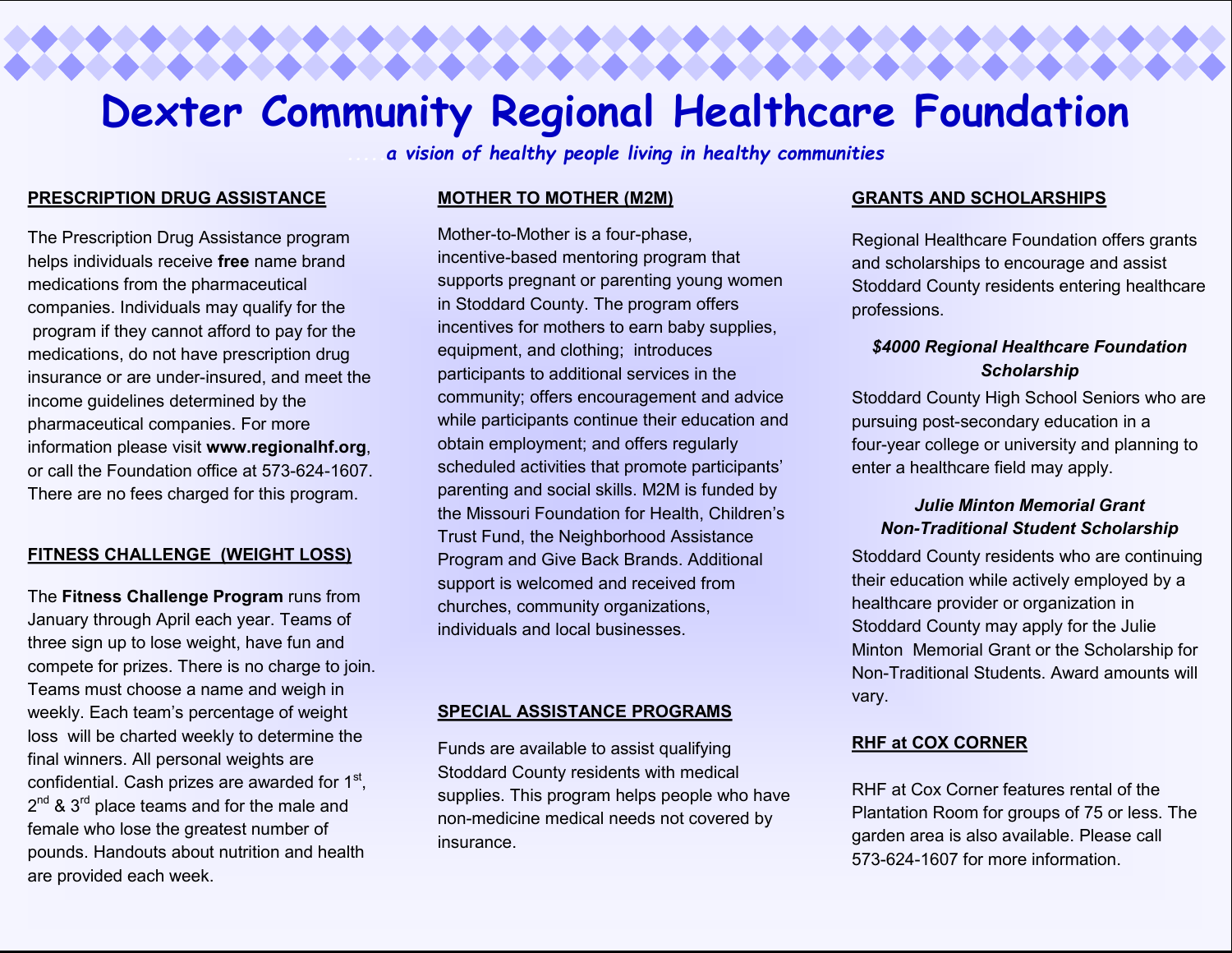# Dexter Community Regional Healthcare Foundation

*.... a vision of healthy people living in healthy communities*

## PRESCRIPTION DRUG ASSISTANCE

The Prescription Drug Assistance program helps individuals receive **free** name brand medications from the pharmaceutical companies. Individuals may qualify for the program if they cannot afford to pay for the medications, do not have prescription drug insurance or are under-insured, and meet the income guidelines determined by the pharmaceutical companies. For more information please visit **www.regionalhf.org**, or call the Foundation office at 573-624-1607. There are no fees charged for this program.

## FITNESS CHALLENGE (WEIGHT LOSS)

The **Fitness Challenge Program** runs from January through April each year. Teams of three sign up to lose weight, have fun and compete for prizes. There is no charge to join. Teams must choose a name and weigh in weekly. Each team's percentage of weight loss will be charted weekly to determine the final winners. All personal weights are confidential. Cash prizes are awarded for 1st, 2nd & 3rd place teams and for the male and female who lose the greatest number of pounds. Handouts about nutrition and health are provided each week.

## MOTHER TO MOTHER (M2M)

Mother-to-Mother is a four-phase, incentive-based mentoring program that supports pregnant or parenting young women in Stoddard County. The program offers incentives for mothers to earn baby supplies, equipment, and clothing; introduces participants to additional services in the community; offers encouragement and advice while participants continue their education and obtain employment; and offers regularly scheduled activities that promote participants' parenting and social skills. M2M is funded by the Missouri Foundation for Health, Children's Trust Fund, the Neighborhood Assistance Program and Give Back Brands. Additional support is welcomed and received from churches, community organizations, individuals and local businesses.

## SPECIAL ASSISTANCE PROGRAMS

Funds are available to assist qualifying Stoddard County residents with medical supplies. This program helps people who have non-medicine medical needs not covered by insurance.

## GRANTS AND SCHOLARSHIPS

Regional Healthcare Foundation offers grants and scholarships to encourage and assist Stoddard County residents entering healthcare professions.

***$4000 Regional Healthcare Foundation Scholarship***

Stoddard County High School Seniors who are pursuing post-secondary education in a four-year college or university and planning to enter a healthcare field may apply.

***Julie Minton Memorial Grant***
***Non-Traditional Student Scholarship***

Stoddard County residents who are continuing their education while actively employed by a healthcare provider or organization in Stoddard County may apply for the Julie Minton Memorial Grant or the Scholarship for Non-Traditional Students. Award amounts will vary.

## RHF at COX CORNER

RHF at Cox Corner features rental of the Plantation Room for groups of 75 or less. The garden area is also available. Please call 573-624-1607 for more information.